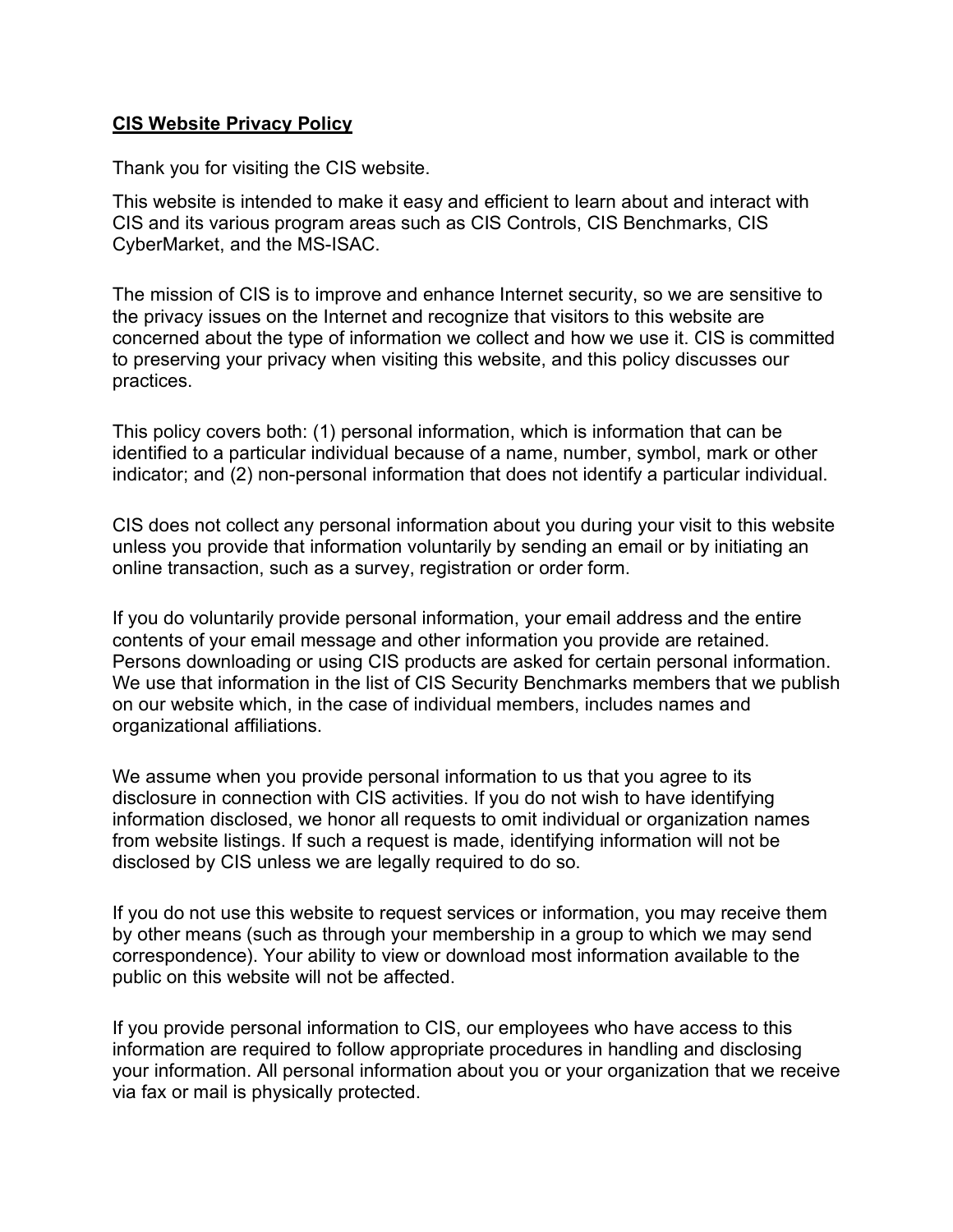# **CIS Website Privacy Policy**

Thank you for visiting the CIS website.

This website is intended to make it easy and efficient to learn about and interact with CIS and its various program areas such as CIS Controls, CIS Benchmarks, CIS CyberMarket, and the MS-ISAC.

The mission of CIS is to improve and enhance Internet security, so we are sensitive to the privacy issues on the Internet and recognize that visitors to this website are concerned about the type of information we collect and how we use it. CIS is committed to preserving your privacy when visiting this website, and this policy discusses our practices.

This policy covers both: (1) personal information, which is information that can be identified to a particular individual because of a name, number, symbol, mark or other indicator; and (2) non-personal information that does not identify a particular individual.

CIS does not collect any personal information about you during your visit to this website unless you provide that information voluntarily by sending an email or by initiating an online transaction, such as a survey, registration or order form.

If you do voluntarily provide personal information, your email address and the entire contents of your email message and other information you provide are retained. Persons downloading or using CIS products are asked for certain personal information. We use that information in the list of CIS Security Benchmarks members that we publish on our website which, in the case of individual members, includes names and organizational affiliations.

We assume when you provide personal information to us that you agree to its disclosure in connection with CIS activities. If you do not wish to have identifying information disclosed, we honor all requests to omit individual or organization names from website listings. If such a request is made, identifying information will not be disclosed by CIS unless we are legally required to do so.

If you do not use this website to request services or information, you may receive them by other means (such as through your membership in a group to which we may send correspondence). Your ability to view or download most information available to the public on this website will not be affected.

If you provide personal information to CIS, our employees who have access to this information are required to follow appropriate procedures in handling and disclosing your information. All personal information about you or your organization that we receive via fax or mail is physically protected.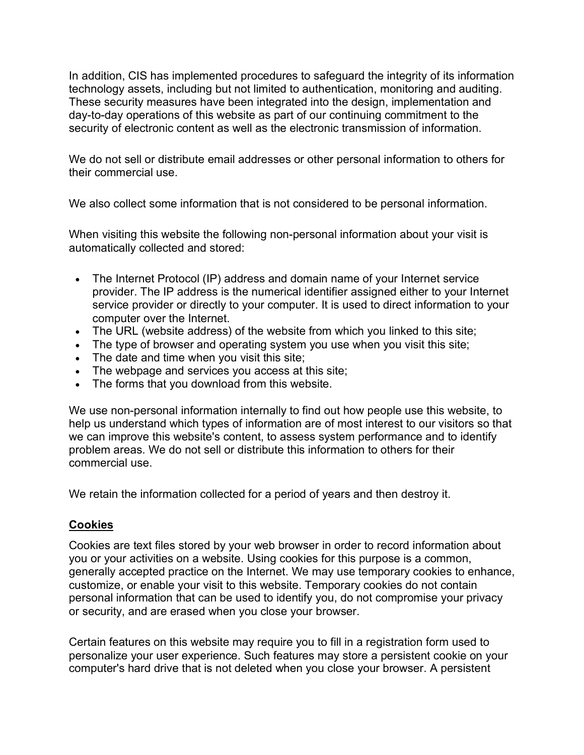In addition, CIS has implemented procedures to safeguard the integrity of its information technology assets, including but not limited to authentication, monitoring and auditing. These security measures have been integrated into the design, implementation and day-to-day operations of this website as part of our continuing commitment to the security of electronic content as well as the electronic transmission of information.

We do not sell or distribute email addresses or other personal information to others for their commercial use.

We also collect some information that is not considered to be personal information.

When visiting this website the following non-personal information about your visit is automatically collected and stored:

- The Internet Protocol (IP) address and domain name of your Internet service provider. The IP address is the numerical identifier assigned either to your Internet service provider or directly to your computer. It is used to direct information to your computer over the Internet.
- The URL (website address) of the website from which you linked to this site;
- The type of browser and operating system you use when you visit this site;
- The date and time when you visit this site;
- The webpage and services you access at this site;
- The forms that you download from this website.

We use non-personal information internally to find out how people use this website, to help us understand which types of information are of most interest to our visitors so that we can improve this website's content, to assess system performance and to identify problem areas. We do not sell or distribute this information to others for their commercial use.

We retain the information collected for a period of years and then destroy it.

**Cookies**

Cookies are text files stored by your web browser in order to record information about you or your activities on a website. Using cookies for this purpose is a common, generally accepted practice on the Internet. We may use temporary cookies to enhance, customize, or enable your visit to this website. Temporary cookies do not contain personal information that can be used to identify you, do not compromise your privacy or security, and are erased when you close your browser.

Certain features on this website may require you to fill in a registration form used to personalize your user experience. Such features may store a persistent cookie on your computer's hard drive that is not deleted when you close your browser. A persistent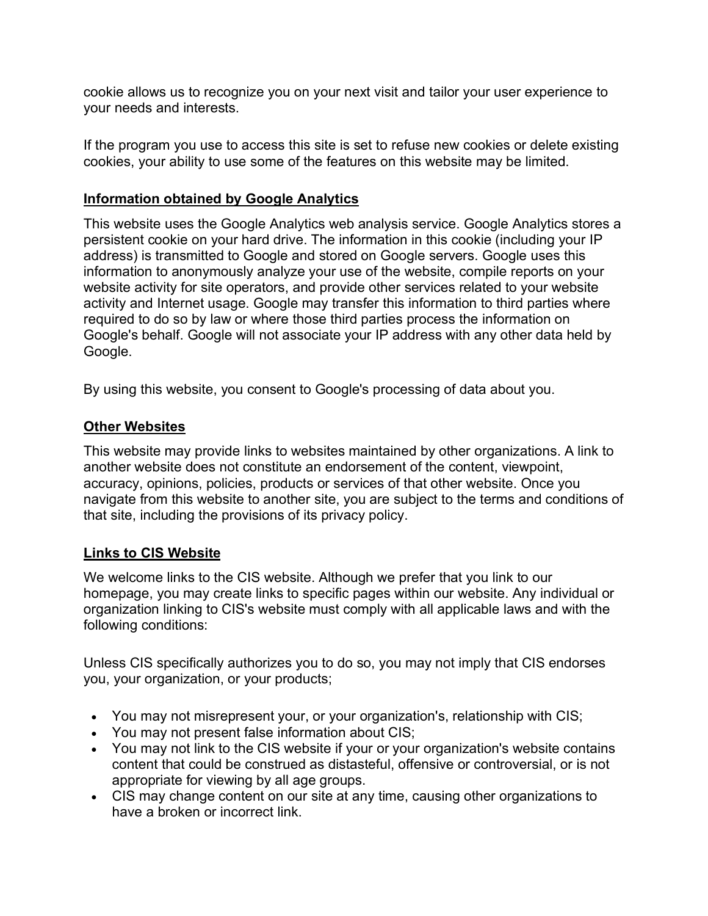cookie allows us to recognize you on your next visit and tailor your user experience to your needs and interests.

If the program you use to access this site is set to refuse new cookies or delete existing cookies, your ability to use some of the features on this website may be limited.

## Information obtained by Google Analytics

This website uses the Google Analytics web analysis service. Google Analytics stores a persistent cookie on your hard drive. The information in this cookie (including your IP address) is transmitted to Google and stored on Google servers. Google uses this information to anonymously analyze your use of the website, compile reports on your website activity for site operators, and provide other services related to your website activity and Internet usage. Google may transfer this information to third parties where required to do so by law or where those third parties process the information on Google's behalf. Google will not associate your IP address with any other data held by Google.

By using this website, you consent to Google's processing of data about you.

## Other Websites

This website may provide links to websites maintained by other organizations. A link to another website does not constitute an endorsement of the content, viewpoint, accuracy, opinions, policies, products or services of that other website. Once you navigate from this website to another site, you are subject to the terms and conditions of that site, including the provisions of its privacy policy.

## Links to CIS Website

We welcome links to the CIS website. Although we prefer that you link to our homepage, you may create links to specific pages within our website. Any individual or organization linking to CIS's website must comply with all applicable laws and with the following conditions:

Unless CIS specifically authorizes you to do so, you may not imply that CIS endorses you, your organization, or your products;

- You may not misrepresent your, or your organization's, relationship with CIS;
- You may not present false information about CIS;
- You may not link to the CIS website if your or your organization's website contains content that could be construed as distasteful, offensive or controversial, or is not appropriate for viewing by all age groups.
- CIS may change content on our site at any time, causing other organizations to have a broken or incorrect link.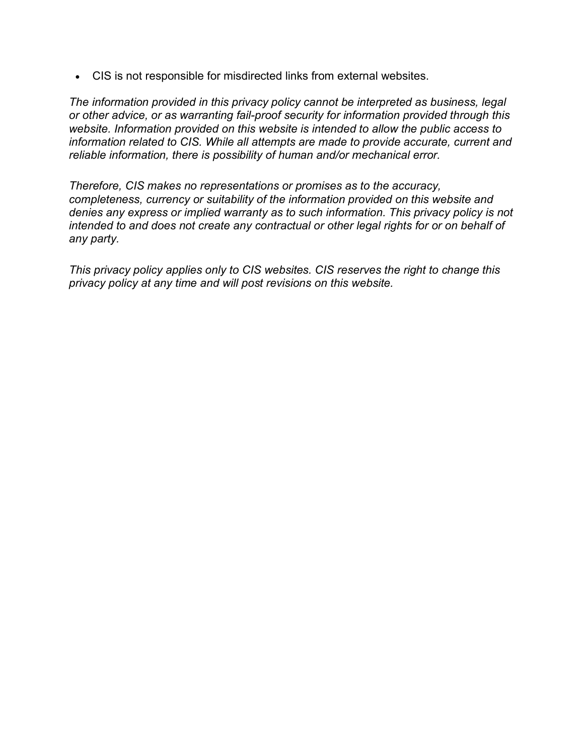- CIS is not responsible for misdirected links from external websites.

*The information provided in this privacy policy cannot be interpreted as business, legal or other advice, or as warranting fail-proof security for information provided through this website. Information provided on this website is intended to allow the public access to information related to CIS. While all attempts are made to provide accurate, current and reliable information, there is possibility of human and/or mechanical error.*

*Therefore, CIS makes no representations or promises as to the accuracy, completeness, currency or suitability of the information provided on this website and denies any express or implied warranty as to such information. This privacy policy is not intended to and does not create any contractual or other legal rights for or on behalf of any party.*

*This privacy policy applies only to CIS websites. CIS reserves the right to change this privacy policy at any time and will post revisions on this website.*